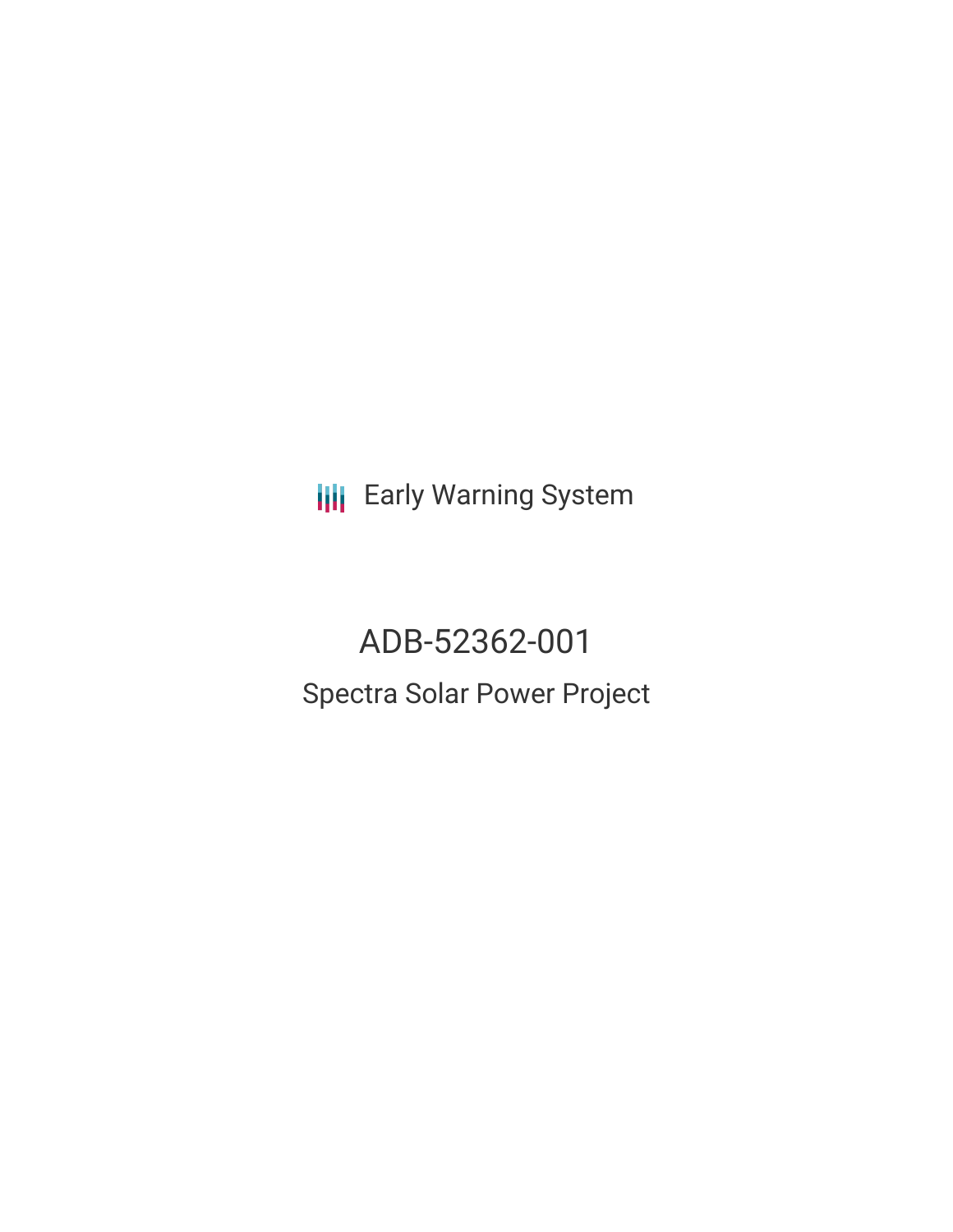Early Warning System

# ADB-52362-001

## Spectra Solar Power Project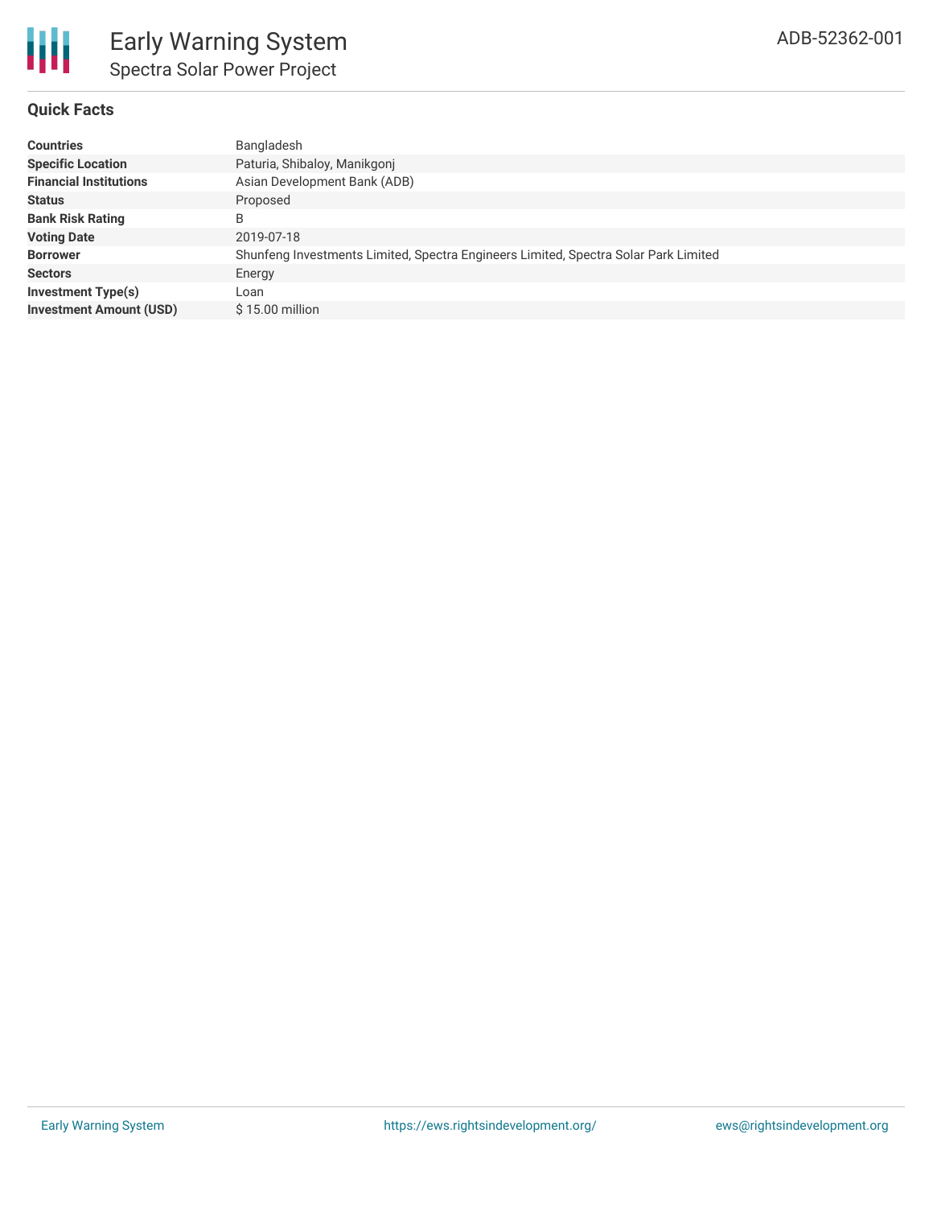# Early Warning System

## Spectra Solar Power Project

ADB-52362-001

### Quick Facts

| | |
|---|---|
| **Countries** | Bangladesh |
| **Specific Location** | Paturia, Shibaloy, Manikgonj |
| **Financial Institutions** | Asian Development Bank (ADB) |
| **Status** | Proposed |
| **Bank Risk Rating** | B |
| **Voting Date** | 2019-07-18 |
| **Borrower** | Shunfeng Investments Limited, Spectra Engineers Limited, Spectra Solar Park Limited |
| **Sectors** | Energy |
| **Investment Type(s)** | Loan |
| **Investment Amount (USD)** | $ 15.00 million |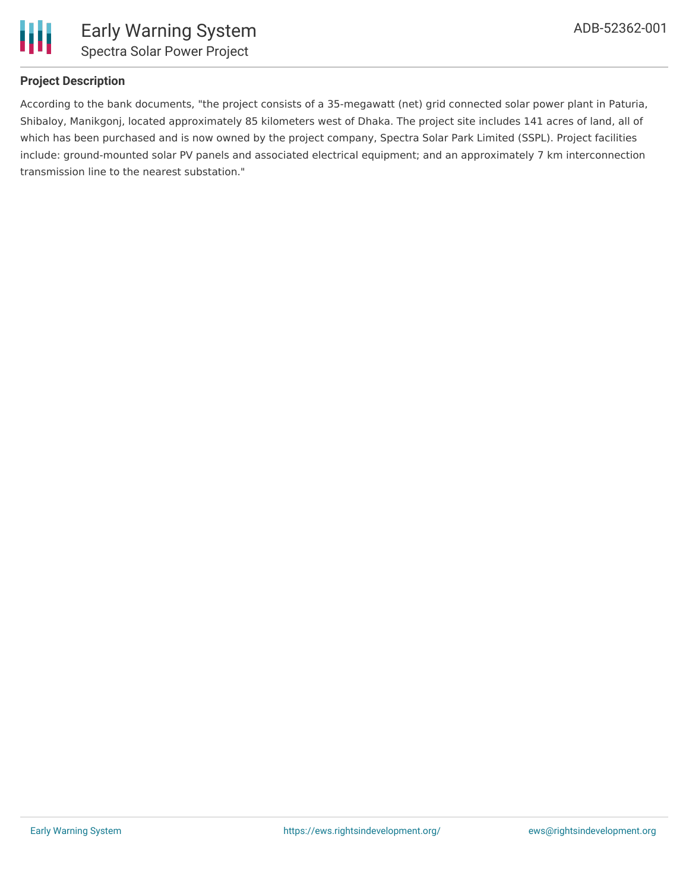## Project Description

According to the bank documents, "the project consists of a 35-megawatt (net) grid connected solar power plant in Paturia, Shibaloy, Manikgonj, located approximately 85 kilometers west of Dhaka. The project site includes 141 acres of land, all of which has been purchased and is now owned by the project company, Spectra Solar Park Limited (SSPL). Project facilities include: ground-mounted solar PV panels and associated electrical equipment; and an approximately 7 km interconnection transmission line to the nearest substation."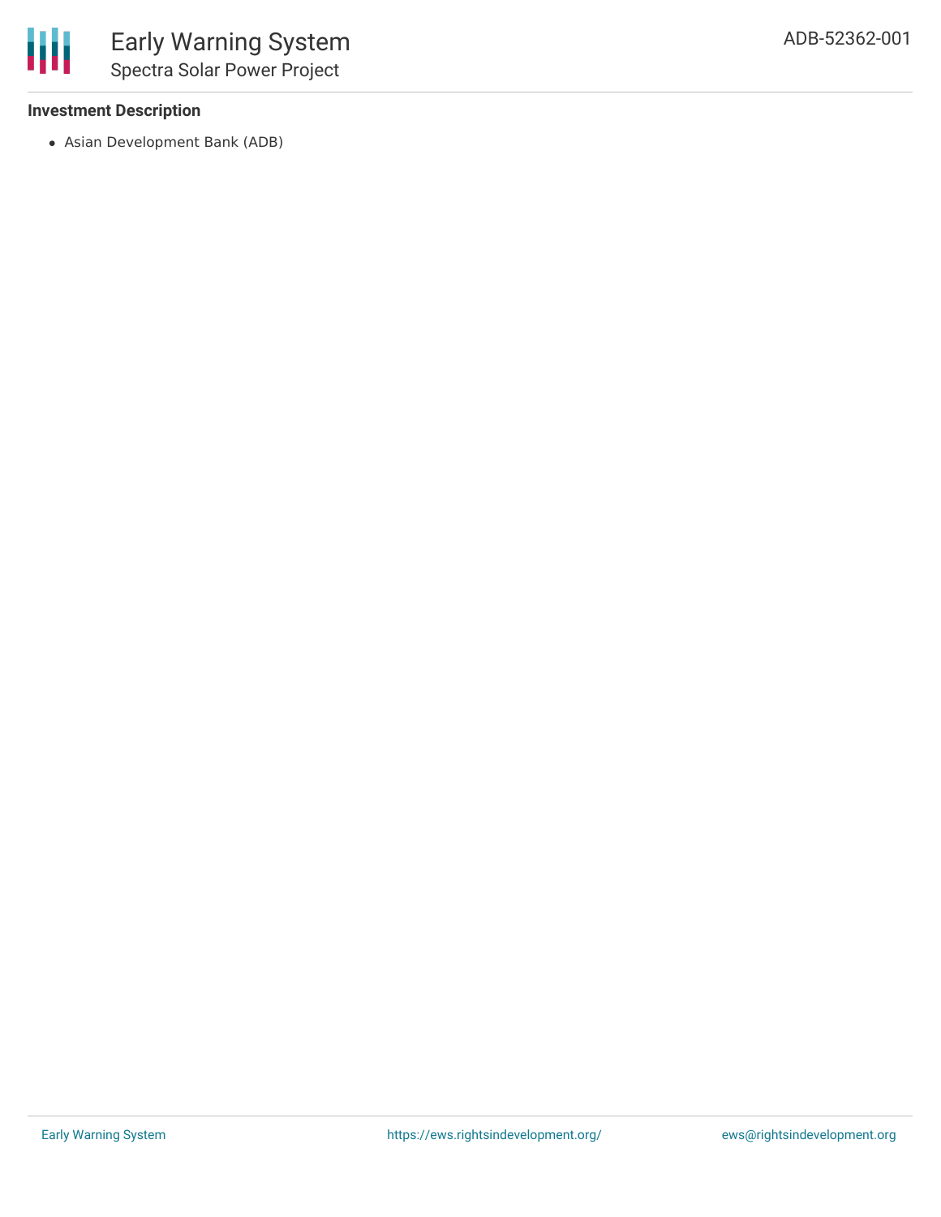### Investment Description

- Asian Development Bank (ADB)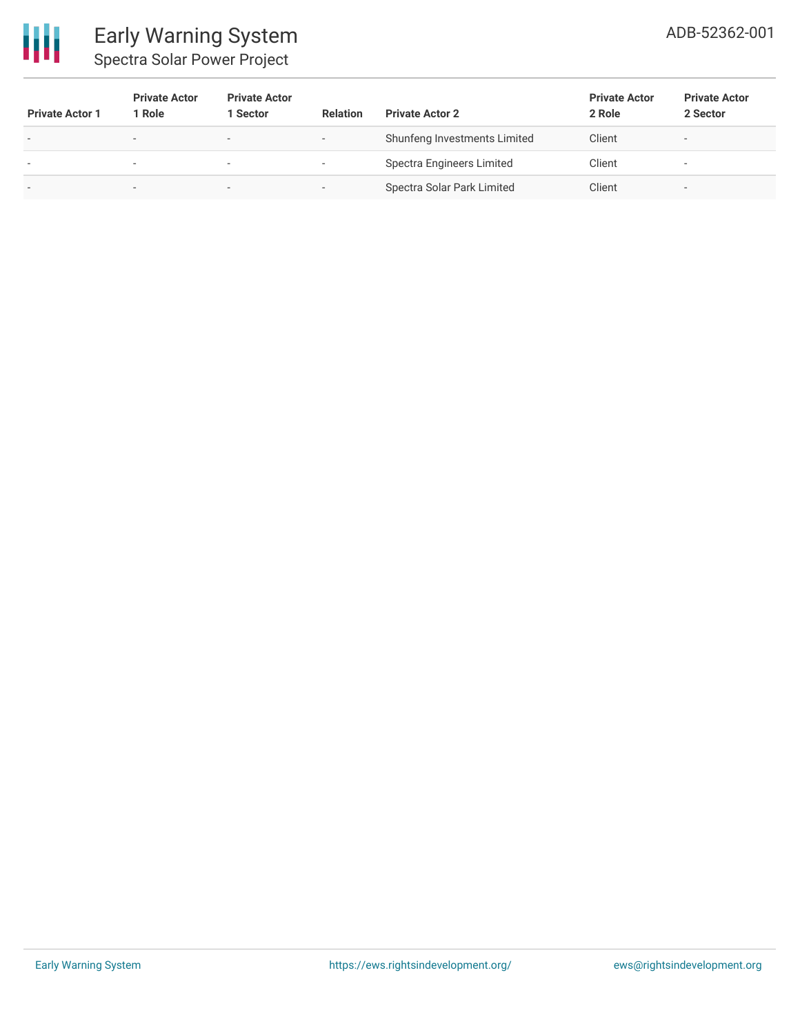| Private Actor 1 | Private Actor 1 Role | Private Actor 1 Sector | Relation | Private Actor 2 | Private Actor 2 Role | Private Actor 2 Sector |
|---|---|---|---|---|---|---|
| - | - | - | - | Shunfeng Investments Limited | Client | - |
| - | - | - | - | Spectra Engineers Limited | Client | - |
| - | - | - | - | Spectra Solar Park Limited | Client | - |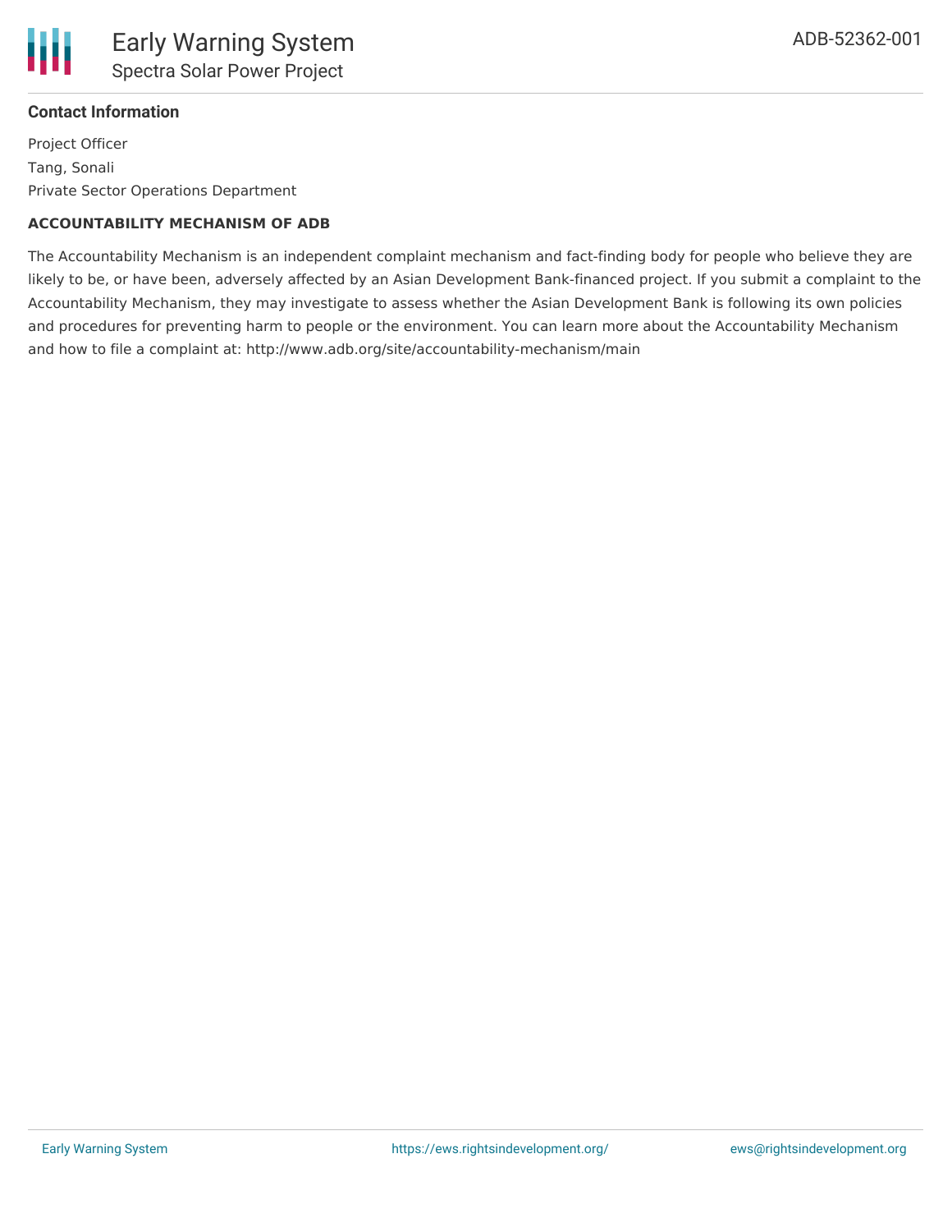### Contact Information

Project Officer

Tang, Sonali

Private Sector Operations Department

**ACCOUNTABILITY MECHANISM OF ADB**

The Accountability Mechanism is an independent complaint mechanism and fact-finding body for people who believe they are likely to be, or have been, adversely affected by an Asian Development Bank-financed project. If you submit a complaint to the Accountability Mechanism, they may investigate to assess whether the Asian Development Bank is following its own policies and procedures for preventing harm to people or the environment. You can learn more about the Accountability Mechanism and how to file a complaint at: http://www.adb.org/site/accountability-mechanism/main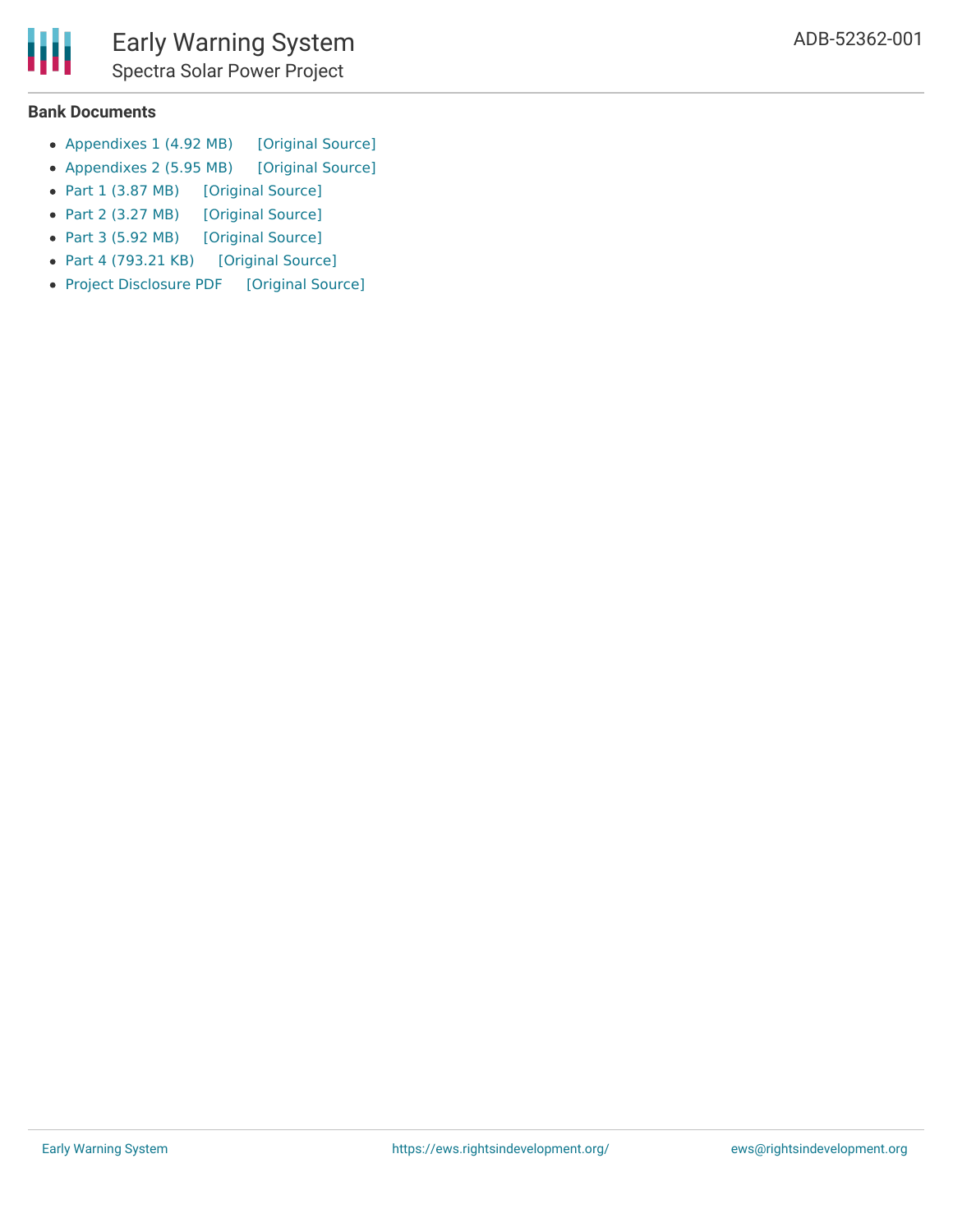### Bank Documents

- Appendixes 1 (4.92 MB) [Original Source]
- Appendixes 2 (5.95 MB) [Original Source]
- Part 1 (3.87 MB) [Original Source]
- Part 2 (3.27 MB) [Original Source]
- Part 3 (5.92 MB) [Original Source]
- Part 4 (793.21 KB) [Original Source]
- Project Disclosure PDF [Original Source]